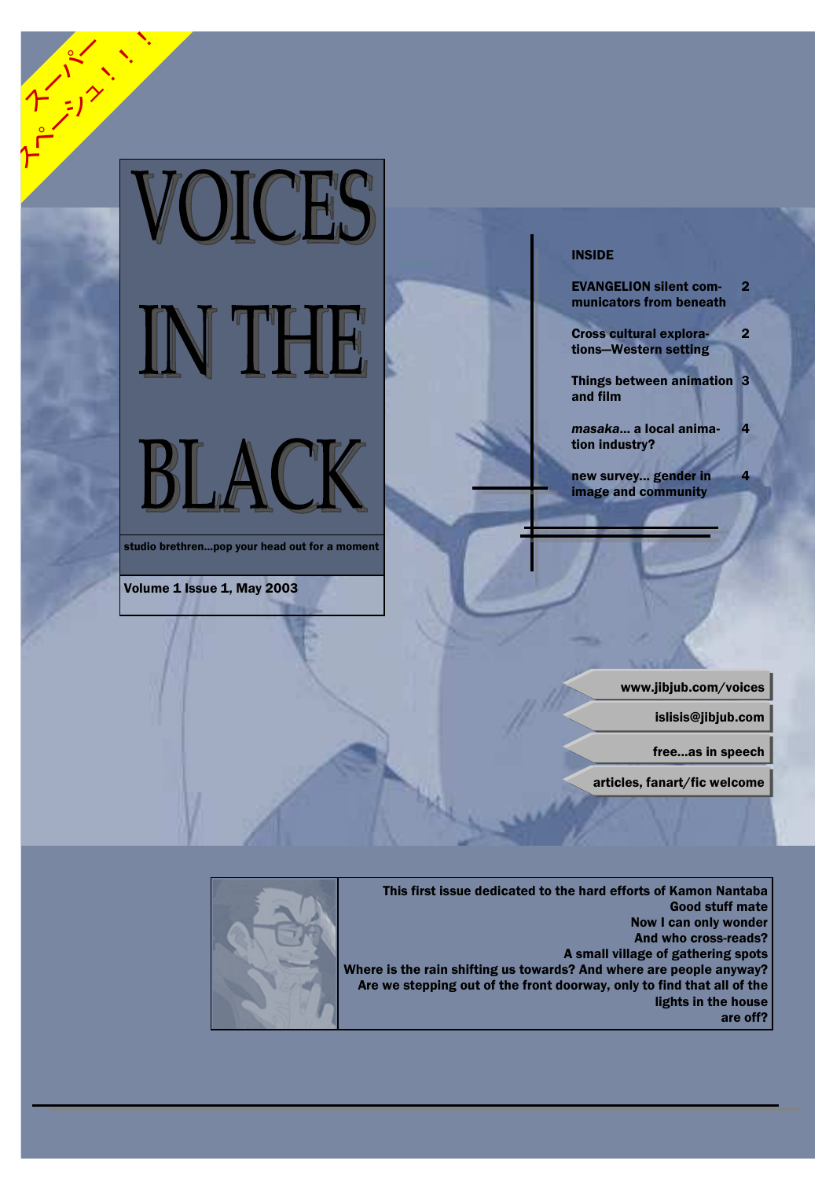スーパー
スペーシュ！！！

# VOICES IN THE BLACK

studio brethren...pop your head out for a moment

Volume 1 Issue 1, May 2003

## INSIDE

| | |
|---|---|
| EVANGELION silent communicators from beneath | 2 |
| Cross cultural explorations—Western setting | 2 |
| Things between animation and film | 3 |
| *masaka*... a local animation industry? | 4 |
| new survey... gender in image and community | 4 |

www.jibjub.com/voices

islisis@jibjub.com

free...as in speech

articles, fanart/fic welcome

This first issue dedicated to the hard efforts of Kamon Nantaba
Good stuff mate
Now I can only wonder
And who cross-reads?
A small village of gathering spots
Where is the rain shifting us towards? And where are people anyway?
Are we stepping out of the front doorway, only to find that all of the lights in the house are off?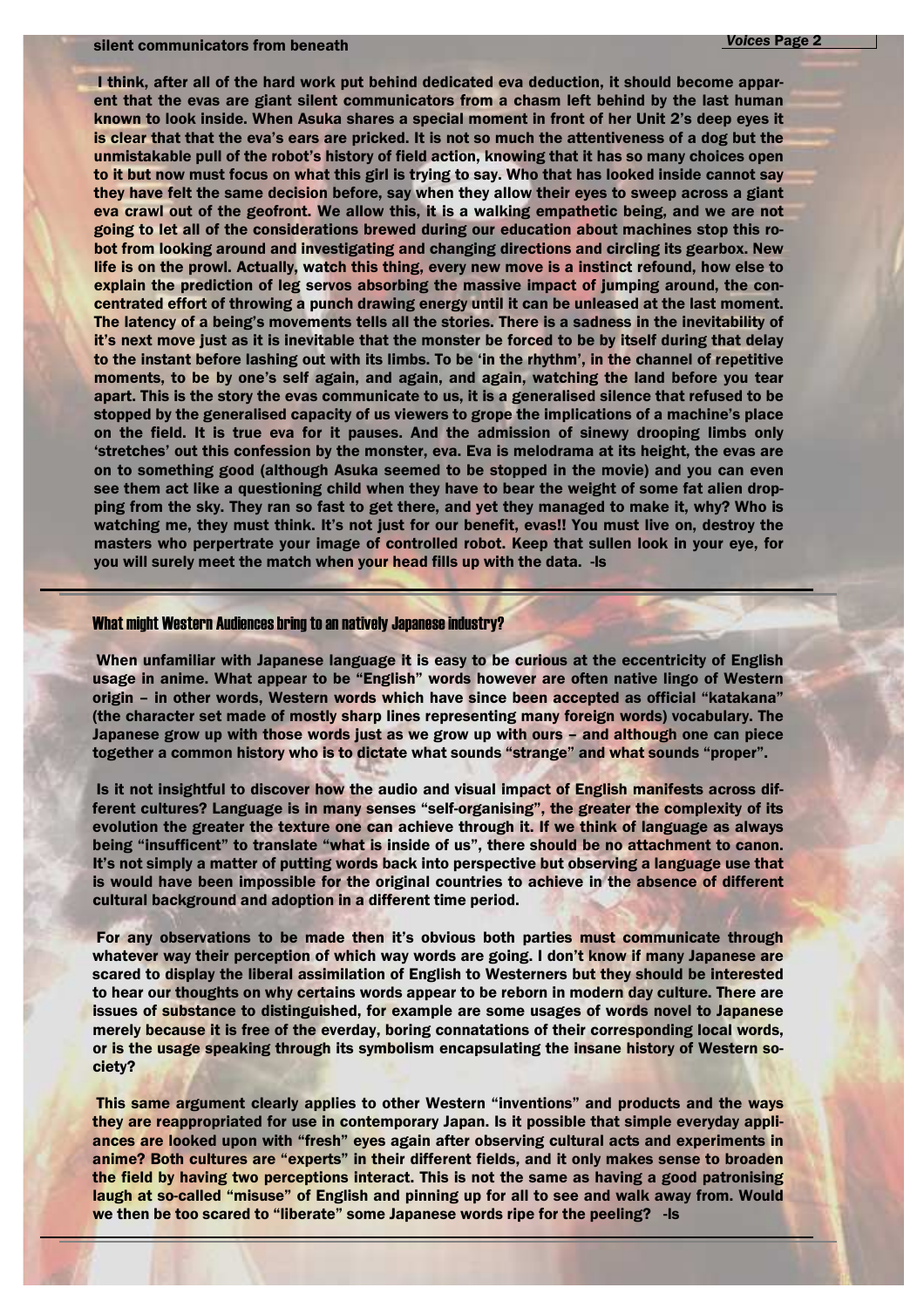## silent communicators from beneath

I think, after all of the hard work put behind dedicated eva deduction, it should become apparent that the evas are giant silent communicators from a chasm left behind by the last human known to look inside. When Asuka shares a special moment in front of her Unit 2's deep eyes it is clear that that the eva's ears are pricked. It is not so much the attentiveness of a dog but the unmistakable pull of the robot's history of field action, knowing that it has so many choices open to it but now must focus on what this girl is trying to say. Who that has looked inside cannot say they have felt the same decision before, say when they allow their eyes to sweep across a giant eva crawl out of the geofront. We allow this, it is a walking empathetic being, and we are not going to let all of the considerations brewed during our education about machines stop this robot from looking around and investigating and changing directions and circling its gearbox. New life is on the prowl. Actually, watch this thing, every new move is a instinct refound, how else to explain the prediction of leg servos absorbing the massive impact of jumping around, the concentrated effort of throwing a punch drawing energy until it can be unleased at the last moment. The latency of a being's movements tells all the stories. There is a sadness in the inevitability of it's next move just as it is inevitable that the monster be forced to be by itself during that delay to the instant before lashing out with its limbs. To be 'in the rhythm', in the channel of repetitive moments, to be by one's self again, and again, and again, watching the land before you tear apart. This is the story the evas communicate to us, it is a generalised silence that refused to be stopped by the generalised capacity of us viewers to grope the implications of a machine's place on the field. It is true eva for it pauses. And the admission of sinewy drooping limbs only 'stretches' out this confession by the monster, eva. Eva is melodrama at its height, the evas are on to something good (although Asuka seemed to be stopped in the movie) and you can even see them act like a questioning child when they have to bear the weight of some fat alien dropping from the sky. They ran so fast to get there, and yet they managed to make it, why? Who is watching me, they must think. It's not just for our benefit, evas!! You must live on, destroy the masters who perpertrate your image of controlled robot. Keep that sullen look in your eye, for you will surely meet the match when your head fills up with the data. -ls

---

## What might Western Audiences bring to an natively Japanese industry?

When unfamiliar with Japanese language it is easy to be curious at the eccentricity of English usage in anime. What appear to be "English" words however are often native lingo of Western origin – in other words, Western words which have since been accepted as official "katakana" (the character set made of mostly sharp lines representing many foreign words) vocabulary. The Japanese grow up with those words just as we grow up with ours – and although one can piece together a common history who is to dictate what sounds "strange" and what sounds "proper".

Is it not insightful to discover how the audio and visual impact of English manifests across different cultures? Language is in many senses "self-organising", the greater the complexity of its evolution the greater the texture one can achieve through it. If we think of language as always being "insufficent" to translate "what is inside of us", there should be no attachment to canon. It's not simply a matter of putting words back into perspective but observing a language use that is would have been impossible for the original countries to achieve in the absence of different cultural background and adoption in a different time period.

For any observations to be made then it's obvious both parties must communicate through whatever way their perception of which way words are going. I don't know if many Japanese are scared to display the liberal assimilation of English to Westerners but they should be interested to hear our thoughts on why certains words appear to be reborn in modern day culture. There are issues of substance to distinguished, for example are some usages of words novel to Japanese merely because it is free of the everday, boring connatations of their corresponding local words, or is the usage speaking through its symbolism encapsulating the insane history of Western society?

This same argument clearly applies to other Western "inventions" and products and the ways they are reappropriated for use in contemporary Japan. Is it possible that simple everyday appliances are looked upon with "fresh" eyes again after observing cultural acts and experiments in anime? Both cultures are "experts" in their different fields, and it only makes sense to broaden the field by having two perceptions interact. This is not the same as having a good patronising laugh at so-called "misuse" of English and pinning up for all to see and walk away from. Would we then be too scared to "liberate" some Japanese words ripe for the peeling? -ls

---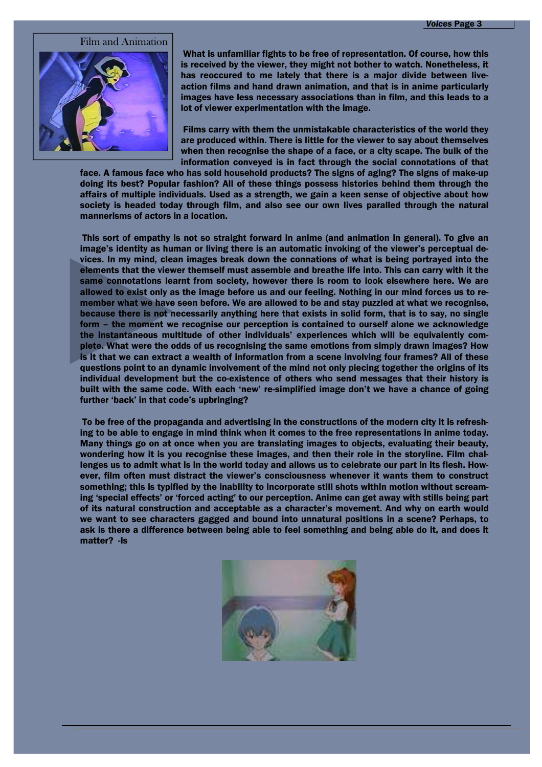## Film and Animation

What is unfamiliar fights to be free of representation. Of course, how this is received by the viewer, they might not bother to watch. Nonetheless, it has reoccured to me lately that there is a major divide between live-action films and hand drawn animation, and that is in anime particularly images have less necessary associations than in film, and this leads to a lot of viewer experimentation with the image.

Films carry with them the unmistakable characteristics of the world they are produced within. There is little for the viewer to say about themselves when then recognise the shape of a face, or a city scape. The bulk of the information conveyed is in fact through the social connotations of that face. A famous face who has sold household products? The signs of aging? The signs of make-up doing its best? Popular fashion? All of these things possess histories behind them through the affairs of multiple individuals. Used as a strength, we gain a keen sense of objective about how society is headed today through film, and also see our own lives paralled through the natural mannerisms of actors in a location.

This sort of empathy is not so straight forward in anime (and animation in general). To give an image's identity as human or living there is an automatic invoking of the viewer's perceptual devices. In my mind, clean images break down the connations of what is being portrayed into the elements that the viewer themself must assemble and breathe life into. This can carry with it the same connotations learnt from society, however there is room to look elsewhere here. We are allowed to exist only as the image before us and our feeling. Nothing in our mind forces us to remember what we have seen before. We are allowed to be and stay puzzled at what we recognise, because there is not necessarily anything here that exists in solid form, that is to say, no single form – the moment we recognise our perception is contained to ourself alone we acknowledge the instantaneous multitude of other individuals' experiences which will be equivalently complete. What were the odds of us recognising the same emotions from simply drawn images? How is it that we can extract a wealth of information from a scene involving four frames? All of these questions point to an dynamic involvement of the mind not only piecing together the origins of its individual development but the co-existence of others who send messages that their history is built with the same code. With each 'new' re-simplified image don't we have a chance of going further 'back' in that code's upbringing?

To be free of the propaganda and advertising in the constructions of the modern city it is refreshing to be able to engage in mind think when it comes to the free representations in anime today. Many things go on at once when you are translating images to objects, evaluating their beauty, wondering how it is you recognise these images, and then their role in the storyline. Film challenges us to admit what is in the world today and allows us to celebrate our part in its flesh. However, film often must distract the viewer's consciousness whenever it wants them to construct something; this is typified by the inability to incorporate still shots within motion without screaming 'special effects' or 'forced acting' to our perception. Anime can get away with stills being part of its natural construction and acceptable as a character's movement. And why on earth would we want to see characters gagged and bound into unnatural positions in a scene? Perhaps, to ask is there a difference between being able to feel something and being able do it, and does it matter? -ls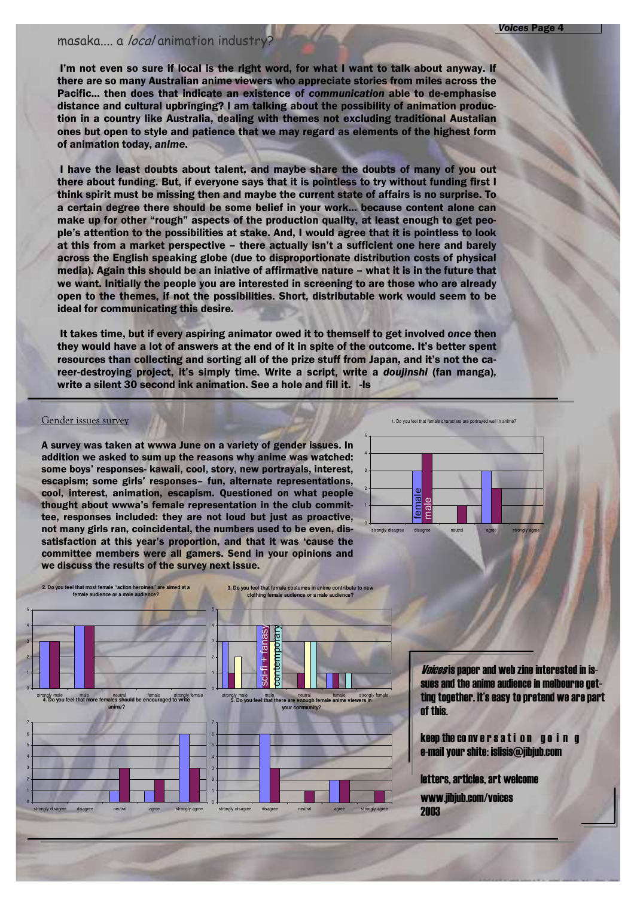## masaka.... a *local* animation industry?

**I'm not even so sure if local is the right word, for what I want to talk about anyway. If there are so many Australian anime viewers who appreciate stories from miles across the Pacific... then does that indicate an existence of *communication* able to de-emphasise distance and cultural upbringing? I am talking about the possibility of animation production in a country like Australia, dealing with themes not excluding traditional Australian ones but open to style and patience that we may regard as elements of the highest form of animation today, *anime*.**

**I have the least doubts about talent, and maybe share the doubts of many of you out there about funding. But, if everyone says that it is pointless to try without funding first I think spirit must be missing then and maybe the current state of affairs is no surprise. To a certain degree there should be some belief in your work... because content alone can make up for other "rough" aspects of the production quality, at least enough to get people's attention to the possibilities at stake. And, I would agree that it is pointless to look at this from a market perspective – there actually isn't a sufficient one here and barely across the English speaking globe (due to disproportionate distribution costs of physical media). Again this should be an iniative of affirmative nature – what it is in the future that we want. Initially the people you are interested in screening to are those who are already open to the themes, if not the possibilities. Short, distributable work would seem to be ideal for communicating this desire.**

**It takes time, but if every aspiring animator owed it to themself to get involved *once* then they would have a lot of answers at the end of it in spite of the outcome. It's better spent resources than collecting and sorting all of the prize stuff from Japan, and it's not the career-destroying project, it's simply time. Write a script, write a *doujinshi* (fan manga), write a silent 30 second ink animation. See a hole and fill it. -ls**

## Gender issues survey

**A survey was taken at wwwa June on a variety of gender issues. In addition we asked to sum up the reasons why anime was watched: some boys' responses- kawaii, cool, story, new portrayals, interest, escapism; some girls' responses– fun, alternate representations, cool, interest, animation, escapism. Questioned on what people thought about wwwa's female representation in the club committee, responses included: they are not loud but just as proactive, not many girls ran, coincidental, the numbers used to be even, dissatisfaction at this year's proportion, and that it was 'cause the committee members were all gamers. Send in your opinions and we discuss the results of the survey next issue.**

1. Do you feel that female characters are portrayed well in anime?

female
male

0 1 2 3 4 5

strongly disagree, disagree, neutral, agree, strongly agree

2. Do you feel that most female "action heroines" are aimed at a female audience or a male audience?

0 1 2 3 4 5

strongly male, male, neutral, female, strongly female

3. Do you feel that female costumes in anime contribute to new clothing female audience or a male audience?

sci-fi + fanasy
contemporary

0 1 2 3 4 5

strongly male, male, neutral, female, strongly female

4. Do you feel that more females should be encouraged to write anime?

0 1 2 3 4 5 6 7

strongly disagree, disagree, neutral, agree, strongly agree

5. Do you feel that there are enough female anime viewers in your community?

0 1 2 3 4 5 6 7

strongly disagree, disagree, neutral, agree, strongly agree

*Voices* is paper and web zine interested in issues and the anime audience in melbourne getting together. it's easy to pretend we are part of this.

keep the conversation going
e-mail your shite: islisis@jibjub.com

letters, articles, art welcome

www.jibjub.com/voices
2003